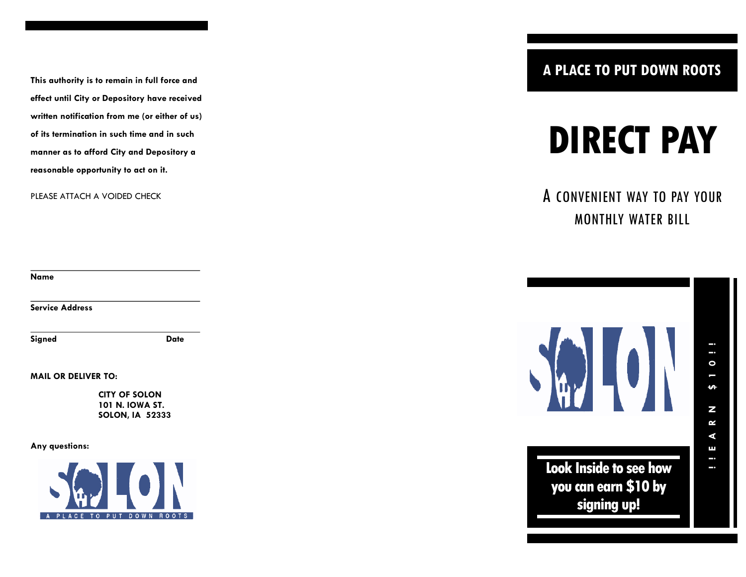This authority is to remain in full force and effect until City or Depository have received written notification from me (or either of us) of its termination in such time and in such manner as to afford City and Depository a reasonable opportunity to act on it.

PLEASE ATTACH A VOIDED CHECK

**Name** ______________________________

**Service Address** ______________________________

**Signed** ______________________ **Date** __________

**MAIL OR DELIVER TO:**

**CITY OF SOLON**
**101 N. IOWA ST.**
**SOLON, IA 52333**

**Any questions:**

SOLON
A PLACE TO PUT DOWN ROOTS

## A PLACE TO PUT DOWN ROOTS

# DIRECT PAY

### A CONVENIENT WAY TO PAY YOUR MONTHLY WATER BILL

SOLON

**Look Inside to see how you can earn $10 by signing up!**

**!!EARN $10!!**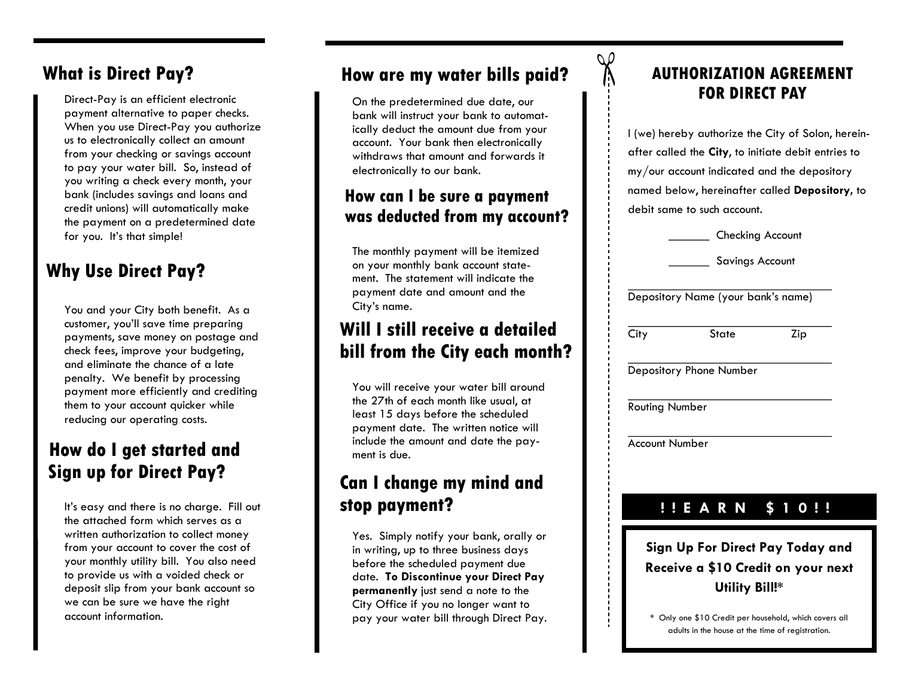## What is Direct Pay?

Direct-Pay is an efficient electronic payment alternative to paper checks. When you use Direct-Pay you authorize us to electronically collect an amount from your checking or savings account to pay your water bill. So, instead of you writing a check every month, your bank (includes savings and loans and credit unions) will automatically make the payment on a predetermined date for you. It's that simple!

## Why Use Direct Pay?

You and your City both benefit. As a customer, you'll save time preparing payments, save money on postage and check fees, improve your budgeting, and eliminate the chance of a late penalty. We benefit by processing payment more efficiently and crediting them to your account quicker while reducing our operating costs.

## How do I get started and Sign up for Direct Pay?

It's easy and there is no charge. Fill out the attached form which serves as a written authorization to collect money from your account to cover the cost of your monthly utility bill. You also need to provide us with a voided check or deposit slip from your bank account so we can be sure we have the right account information.

## How are my water bills paid?

On the predetermined due date, our bank will instruct your bank to automatically deduct the amount due from your account. Your bank then electronically withdraws that amount and forwards it electronically to our bank.

## How can I be sure a payment was deducted from my account?

The monthly payment will be itemized on your monthly bank account statement. The statement will indicate the payment date and amount and the City's name.

## Will I still receive a detailed bill from the City each month?

You will receive your water bill around the 27th of each month like usual, at least 15 days before the scheduled payment date. The written notice will include the amount and date the payment is due.

## Can I change my mind and stop payment?

Yes. Simply notify your bank, orally or in writing, up to three business days before the scheduled payment due date. **To Discontinue your Direct Pay permanently** just send a note to the City Office if you no longer want to pay your water bill through Direct Pay.

## AUTHORIZATION AGREEMENT FOR DIRECT PAY

I (we) hereby authorize the City of Solon, hereinafter called the **City**, to initiate debit entries to my/our account indicated and the depository named below, hereinafter called **Depository**, to debit same to such account.

______ Checking Account

______ Savings Account

______________________________
Depository Name (your bank's name)

______________________________
City State Zip

______________________________
Depository Phone Number

______________________________
Routing Number

______________________________
Account Number

**!!EARN $10!!**

**Sign Up For Direct Pay Today and Receive a $10 Credit on your next Utility Bill!***

* Only one $10 Credit per household, which covers all adults in the house at the time of registration.